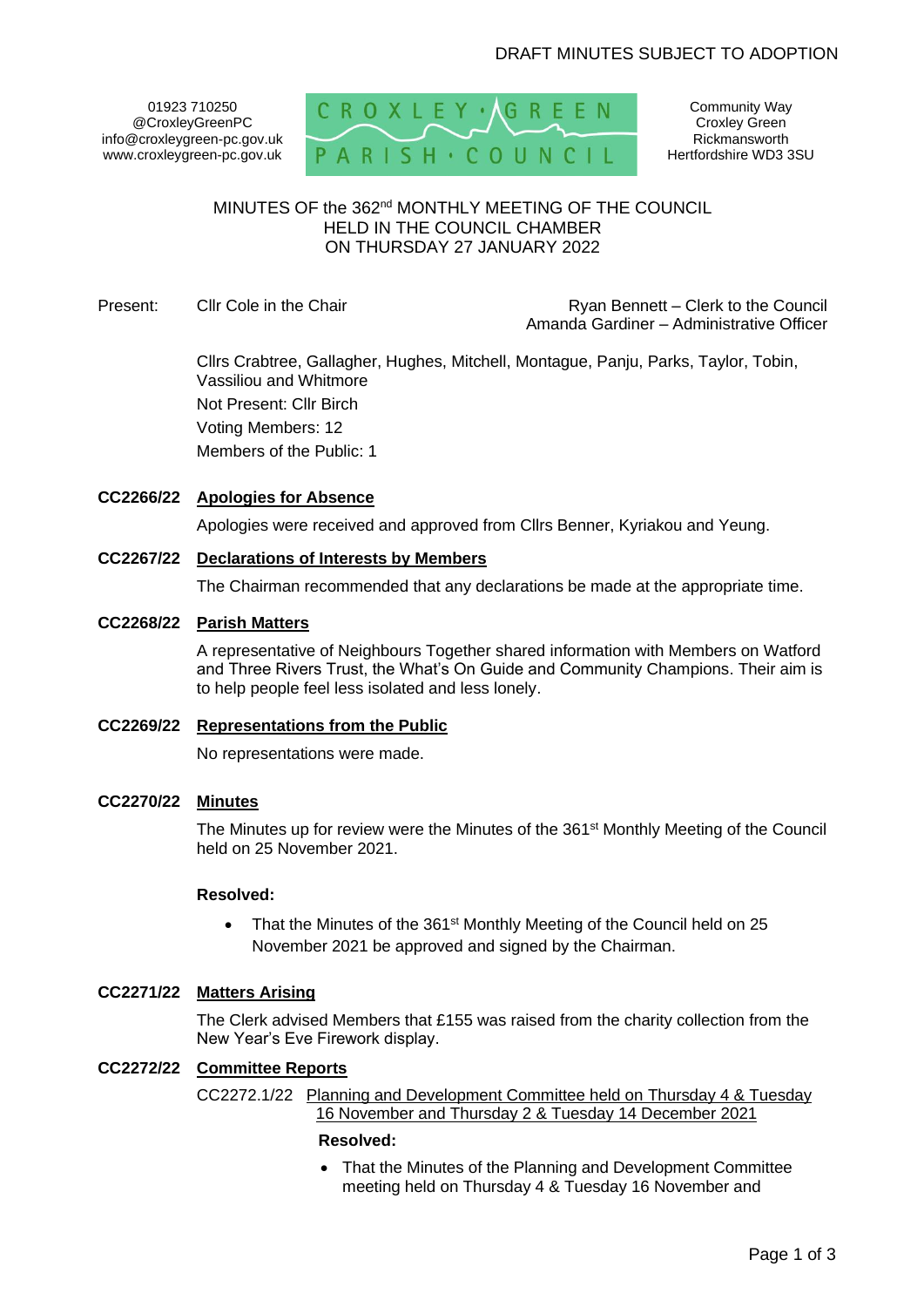DRAFT MINUTES SUBJECT TO ADOPTION

01923 710250
@CroxleyGreenPC
info@croxleygreen-pc.gov.uk
www.croxleygreen-pc.gov.uk

CROXLEY GREEN PARISH COUNCIL

Community Way
Croxley Green
Rickmansworth
Hertfordshire WD3 3SU

# MINUTES OF the 362nd MONTHLY MEETING OF THE COUNCIL HELD IN THE COUNCIL CHAMBER ON THURSDAY 27 JANUARY 2022

Present: Cllr Cole in the Chair

Ryan Bennett – Clerk to the Council
Amanda Gardiner – Administrative Officer

Cllrs Crabtree, Gallagher, Hughes, Mitchell, Montague, Panju, Parks, Taylor, Tobin, Vassiliou and Whitmore

Not Present: Cllr Birch

Voting Members: 12

Members of the Public: 1

**CC2266/22 Apologies for Absence**

Apologies were received and approved from Cllrs Benner, Kyriakou and Yeung.

**CC2267/22 Declarations of Interests by Members**

The Chairman recommended that any declarations be made at the appropriate time.

**CC2268/22 Parish Matters**

A representative of Neighbours Together shared information with Members on Watford and Three Rivers Trust, the What's On Guide and Community Champions. Their aim is to help people feel less isolated and less lonely.

**CC2269/22 Representations from the Public**

No representations were made.

**CC2270/22 Minutes**

The Minutes up for review were the Minutes of the 361st Monthly Meeting of the Council held on 25 November 2021.

**Resolved:**

- That the Minutes of the 361st Monthly Meeting of the Council held on 25 November 2021 be approved and signed by the Chairman.

**CC2271/22 Matters Arising**

The Clerk advised Members that £155 was raised from the charity collection from the New Year's Eve Firework display.

**CC2272/22 Committee Reports**

CC2272.1/22 Planning and Development Committee held on Thursday 4 & Tuesday 16 November and Thursday 2 & Tuesday 14 December 2021

**Resolved:**

- That the Minutes of the Planning and Development Committee meeting held on Thursday 4 & Tuesday 16 November and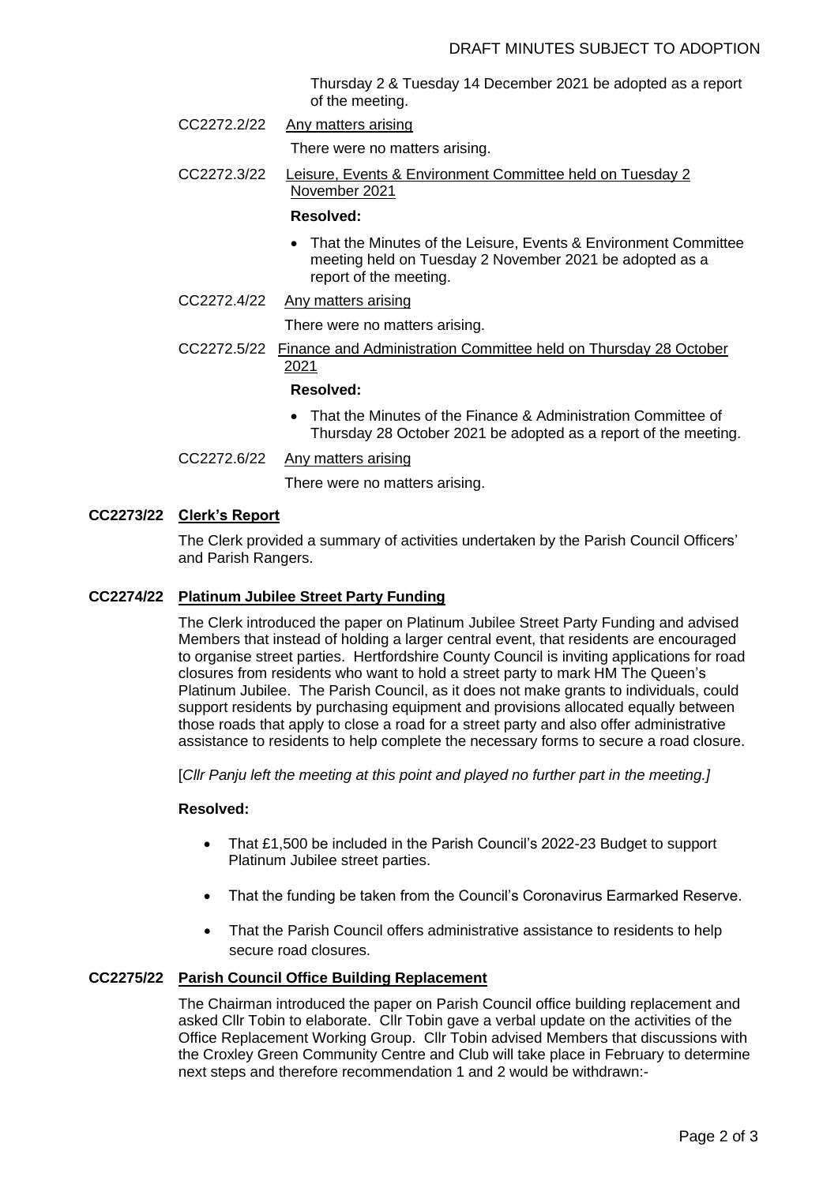Thursday 2 & Tuesday 14 December 2021 be adopted as a report of the meeting.

CC2272.2/22 Any matters arising

There were no matters arising.

CC2272.3/22 Leisure, Events & Environment Committee held on Tuesday 2 November 2021

**Resolved:**

- That the Minutes of the Leisure, Events & Environment Committee meeting held on Tuesday 2 November 2021 be adopted as a report of the meeting.

CC2272.4/22 Any matters arising

There were no matters arising.

CC2272.5/22 Finance and Administration Committee held on Thursday 28 October 2021

**Resolved:**

- That the Minutes of the Finance & Administration Committee of Thursday 28 October 2021 be adopted as a report of the meeting.

CC2272.6/22 Any matters arising

There were no matters arising.

**CC2273/22 Clerk's Report**

The Clerk provided a summary of activities undertaken by the Parish Council Officers' and Parish Rangers.

**CC2274/22 Platinum Jubilee Street Party Funding**

The Clerk introduced the paper on Platinum Jubilee Street Party Funding and advised Members that instead of holding a larger central event, that residents are encouraged to organise street parties. Hertfordshire County Council is inviting applications for road closures from residents who want to hold a street party to mark HM The Queen's Platinum Jubilee. The Parish Council, as it does not make grants to individuals, could support residents by purchasing equipment and provisions allocated equally between those roads that apply to close a road for a street party and also offer administrative assistance to residents to help complete the necessary forms to secure a road closure.

[*Cllr Panju left the meeting at this point and played no further part in the meeting.]*

**Resolved:**

- That £1,500 be included in the Parish Council's 2022-23 Budget to support Platinum Jubilee street parties.
- That the funding be taken from the Council's Coronavirus Earmarked Reserve.
- That the Parish Council offers administrative assistance to residents to help secure road closures.

**CC2275/22 Parish Council Office Building Replacement**

The Chairman introduced the paper on Parish Council office building replacement and asked Cllr Tobin to elaborate. Cllr Tobin gave a verbal update on the activities of the Office Replacement Working Group. Cllr Tobin advised Members that discussions with the Croxley Green Community Centre and Club will take place in February to determine next steps and therefore recommendation 1 and 2 would be withdrawn:-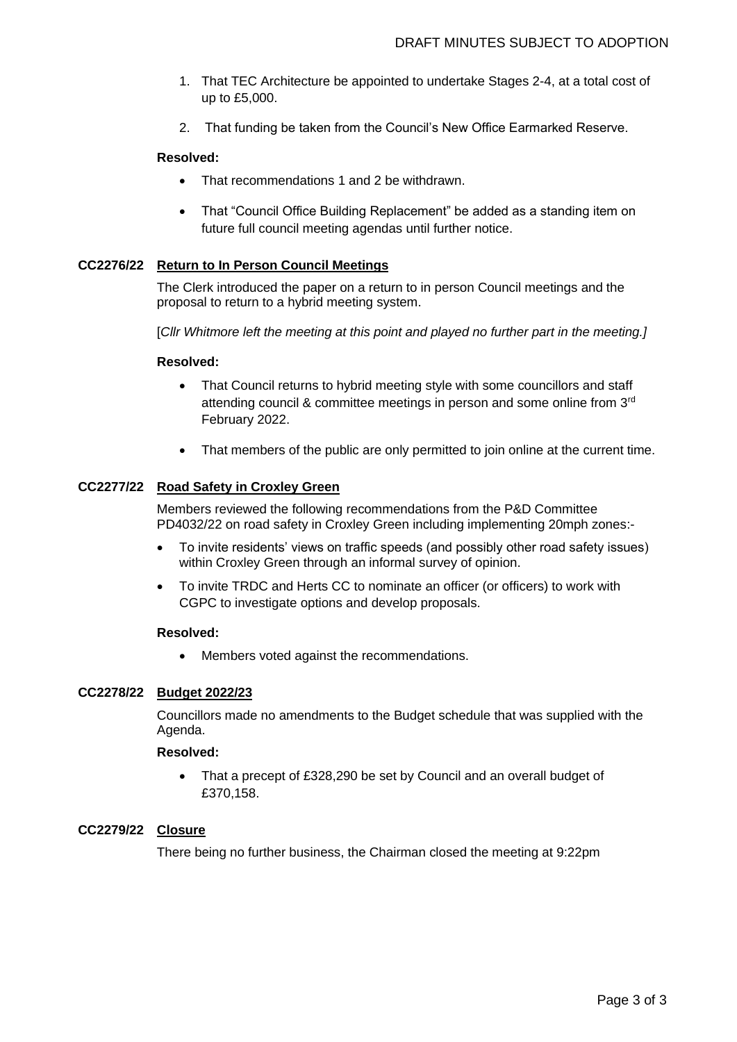1. That TEC Architecture be appointed to undertake Stages 2-4, at a total cost of up to £5,000.
2. That funding be taken from the Council's New Office Earmarked Reserve.

**Resolved:**

- That recommendations 1 and 2 be withdrawn.
- That "Council Office Building Replacement" be added as a standing item on future full council meeting agendas until further notice.

### CC2276/22 Return to In Person Council Meetings

The Clerk introduced the paper on a return to in person Council meetings and the proposal to return to a hybrid meeting system.

[*Cllr Whitmore left the meeting at this point and played no further part in the meeting.]*

**Resolved:**

- That Council returns to hybrid meeting style with some councillors and staff attending council & committee meetings in person and some online from 3rd February 2022.
- That members of the public are only permitted to join online at the current time.

### CC2277/22 Road Safety in Croxley Green

Members reviewed the following recommendations from the P&D Committee PD4032/22 on road safety in Croxley Green including implementing 20mph zones:-

- To invite residents' views on traffic speeds (and possibly other road safety issues) within Croxley Green through an informal survey of opinion.
- To invite TRDC and Herts CC to nominate an officer (or officers) to work with CGPC to investigate options and develop proposals.

**Resolved:**

- Members voted against the recommendations.

### CC2278/22 Budget 2022/23

Councillors made no amendments to the Budget schedule that was supplied with the Agenda.

**Resolved:**

- That a precept of £328,290 be set by Council and an overall budget of £370,158.

### CC2279/22 Closure

There being no further business, the Chairman closed the meeting at 9:22pm